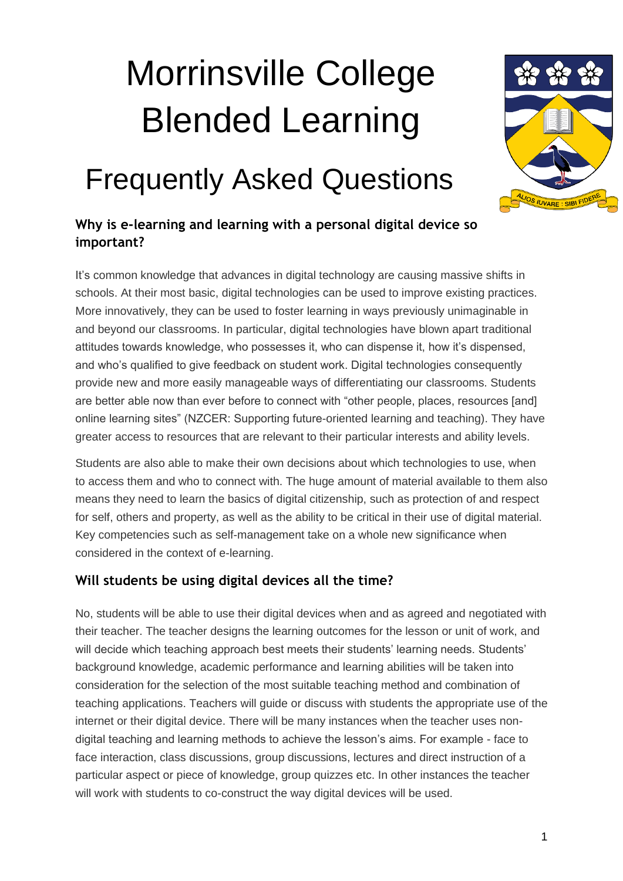# Morrinsville College Blended Learning

# Frequently Asked Questions

### Why is e-learning and learning with a personal digital device so important?

It's common knowledge that advances in digital technology are causing massive shifts in schools. At their most basic, digital technologies can be used to improve existing practices. More innovatively, they can be used to foster learning in ways previously unimaginable in and beyond our classrooms. In particular, digital technologies have blown apart traditional attitudes towards knowledge, who possesses it, who can dispense it, how it's dispensed, and who's qualified to give feedback on student work. Digital technologies consequently provide new and more easily manageable ways of differentiating our classrooms. Students are better able now than ever before to connect with "other people, places, resources [and] online learning sites" (NZCER: Supporting future-oriented learning and teaching). They have greater access to resources that are relevant to their particular interests and ability levels.

Students are also able to make their own decisions about which technologies to use, when to access them and who to connect with. The huge amount of material available to them also means they need to learn the basics of digital citizenship, such as protection of and respect for self, others and property, as well as the ability to be critical in their use of digital material. Key competencies such as self-management take on a whole new significance when considered in the context of e-learning.

### Will students be using digital devices all the time?

No, students will be able to use their digital devices when and as agreed and negotiated with their teacher. The teacher designs the learning outcomes for the lesson or unit of work, and will decide which teaching approach best meets their students' learning needs. Students' background knowledge, academic performance and learning abilities will be taken into consideration for the selection of the most suitable teaching method and combination of teaching applications. Teachers will guide or discuss with students the appropriate use of the internet or their digital device. There will be many instances when the teacher uses non-digital teaching and learning methods to achieve the lesson's aims. For example - face to face interaction, class discussions, group discussions, lectures and direct instruction of a particular aspect or piece of knowledge, group quizzes etc. In other instances the teacher will work with students to co-construct the way digital devices will be used.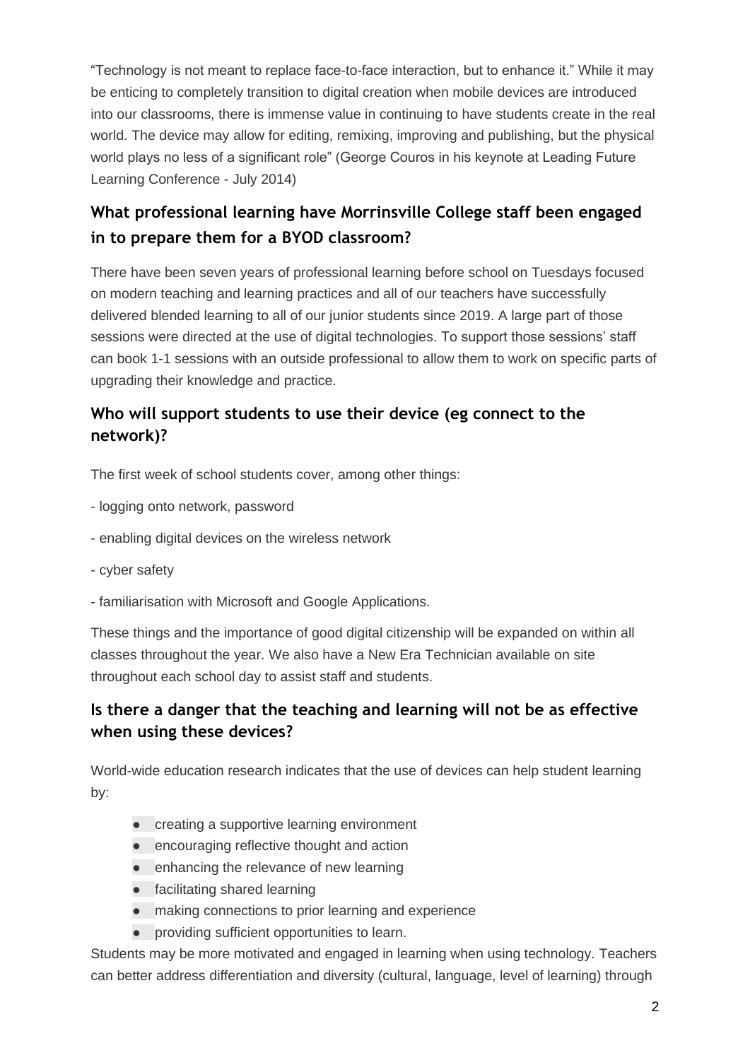"Technology is not meant to replace face-to-face interaction, but to enhance it." While it may be enticing to completely transition to digital creation when mobile devices are introduced into our classrooms, there is immense value in continuing to have students create in the real world. The device may allow for editing, remixing, improving and publishing, but the physical world plays no less of a significant role" (George Couros in his keynote at Leading Future Learning Conference - July 2014)

## What professional learning have Morrinsville College staff been engaged in to prepare them for a BYOD classroom?

There have been seven years of professional learning before school on Tuesdays focused on modern teaching and learning practices and all of our teachers have successfully delivered blended learning to all of our junior students since 2019. A large part of those sessions were directed at the use of digital technologies. To support those sessions' staff can book 1-1 sessions with an outside professional to allow them to work on specific parts of upgrading their knowledge and practice.

## Who will support students to use their device (eg connect to the network)?

The first week of school students cover, among other things:

- logging onto network, password

- enabling digital devices on the wireless network

- cyber safety

- familiarisation with Microsoft and Google Applications.

These things and the importance of good digital citizenship will be expanded on within all classes throughout the year. We also have a New Era Technician available on site throughout each school day to assist staff and students.

## Is there a danger that the teaching and learning will not be as effective when using these devices?

World-wide education research indicates that the use of devices can help student learning by:

- creating a supportive learning environment
- encouraging reflective thought and action
- enhancing the relevance of new learning
- facilitating shared learning
- making connections to prior learning and experience
- providing sufficient opportunities to learn.

Students may be more motivated and engaged in learning when using technology. Teachers can better address differentiation and diversity (cultural, language, level of learning) through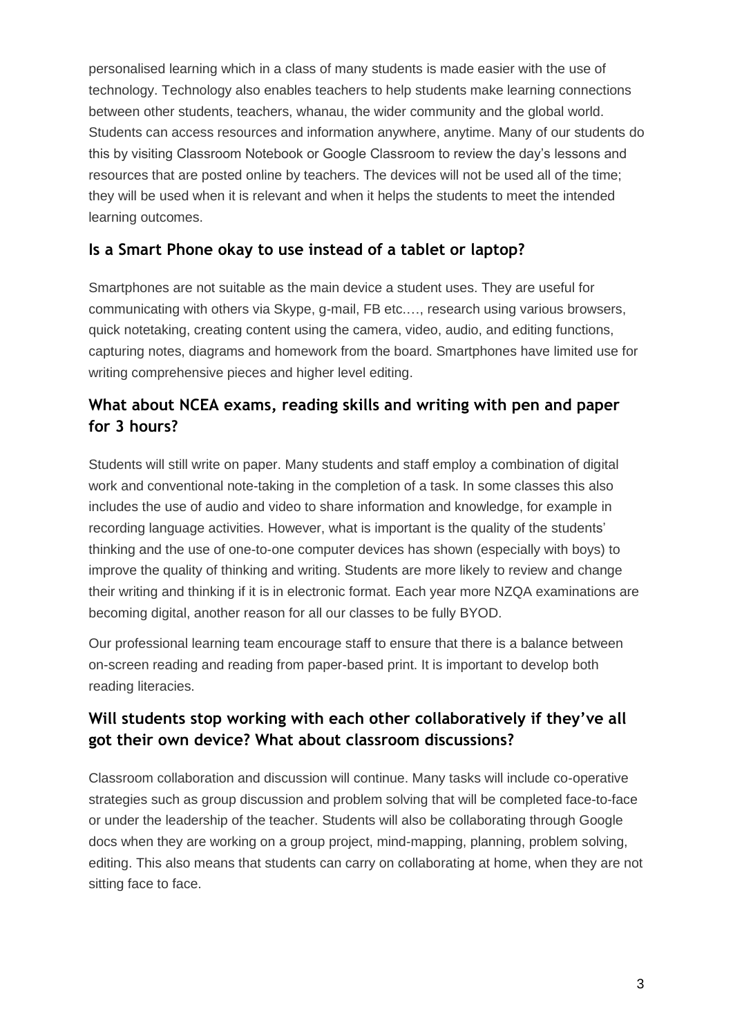personalised learning which in a class of many students is made easier with the use of technology. Technology also enables teachers to help students make learning connections between other students, teachers, whanau, the wider community and the global world. Students can access resources and information anywhere, anytime. Many of our students do this by visiting Classroom Notebook or Google Classroom to review the day's lessons and resources that are posted online by teachers. The devices will not be used all of the time; they will be used when it is relevant and when it helps the students to meet the intended learning outcomes.

## Is a Smart Phone okay to use instead of a tablet or laptop?

Smartphones are not suitable as the main device a student uses. They are useful for communicating with others via Skype, g-mail, FB etc.…, research using various browsers, quick notetaking, creating content using the camera, video, audio, and editing functions, capturing notes, diagrams and homework from the board. Smartphones have limited use for writing comprehensive pieces and higher level editing.

## What about NCEA exams, reading skills and writing with pen and paper for 3 hours?

Students will still write on paper. Many students and staff employ a combination of digital work and conventional note-taking in the completion of a task. In some classes this also includes the use of audio and video to share information and knowledge, for example in recording language activities. However, what is important is the quality of the students' thinking and the use of one-to-one computer devices has shown (especially with boys) to improve the quality of thinking and writing. Students are more likely to review and change their writing and thinking if it is in electronic format. Each year more NZQA examinations are becoming digital, another reason for all our classes to be fully BYOD.

Our professional learning team encourage staff to ensure that there is a balance between on-screen reading and reading from paper-based print. It is important to develop both reading literacies.

## Will students stop working with each other collaboratively if they've all got their own device? What about classroom discussions?

Classroom collaboration and discussion will continue. Many tasks will include co-operative strategies such as group discussion and problem solving that will be completed face-to-face or under the leadership of the teacher. Students will also be collaborating through Google docs when they are working on a group project, mind-mapping, planning, problem solving, editing. This also means that students can carry on collaborating at home, when they are not sitting face to face.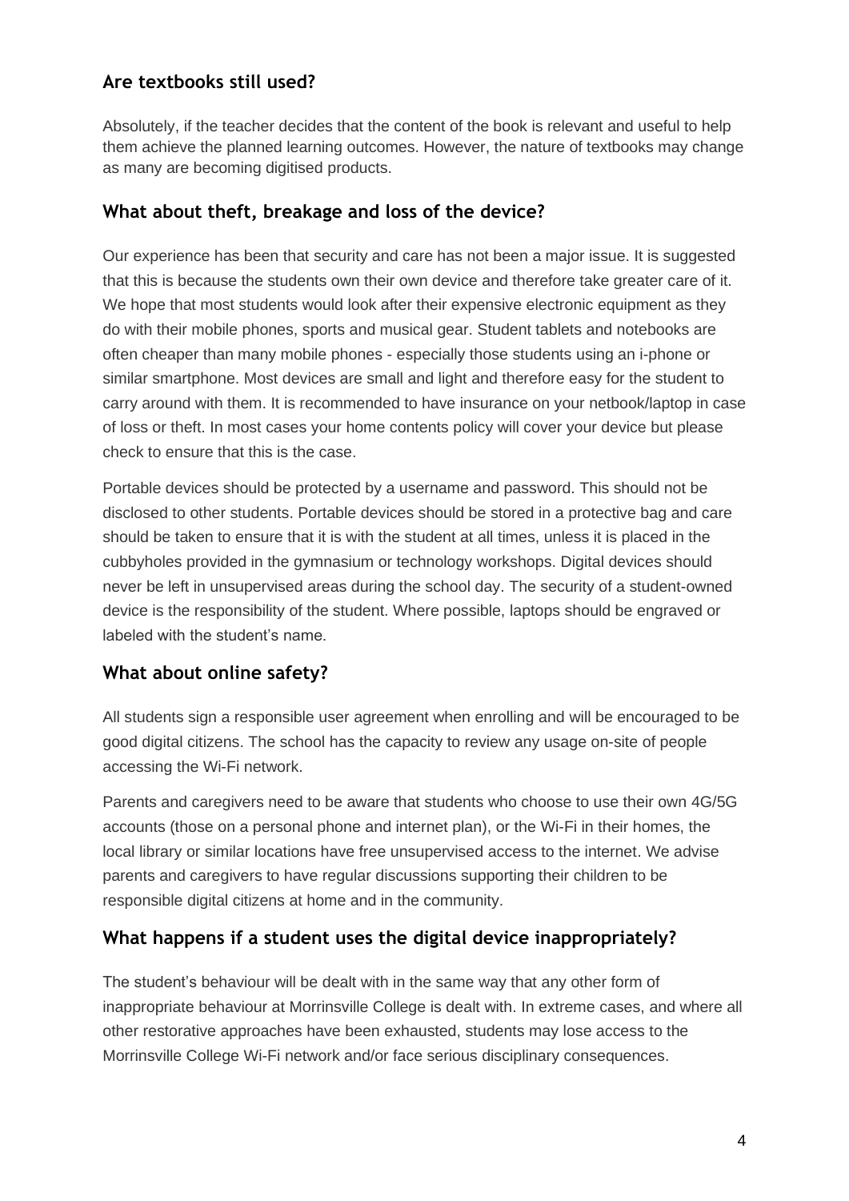## Are textbooks still used?

Absolutely, if the teacher decides that the content of the book is relevant and useful to help them achieve the planned learning outcomes. However, the nature of textbooks may change as many are becoming digitised products.

## What about theft, breakage and loss of the device?

Our experience has been that security and care has not been a major issue. It is suggested that this is because the students own their own device and therefore take greater care of it. We hope that most students would look after their expensive electronic equipment as they do with their mobile phones, sports and musical gear. Student tablets and notebooks are often cheaper than many mobile phones - especially those students using an i-phone or similar smartphone. Most devices are small and light and therefore easy for the student to carry around with them. It is recommended to have insurance on your netbook/laptop in case of loss or theft. In most cases your home contents policy will cover your device but please check to ensure that this is the case.

Portable devices should be protected by a username and password. This should not be disclosed to other students. Portable devices should be stored in a protective bag and care should be taken to ensure that it is with the student at all times, unless it is placed in the cubbyholes provided in the gymnasium or technology workshops. Digital devices should never be left in unsupervised areas during the school day. The security of a student-owned device is the responsibility of the student. Where possible, laptops should be engraved or labeled with the student's name.

## What about online safety?

All students sign a responsible user agreement when enrolling and will be encouraged to be good digital citizens. The school has the capacity to review any usage on-site of people accessing the Wi-Fi network.

Parents and caregivers need to be aware that students who choose to use their own 4G/5G accounts (those on a personal phone and internet plan), or the Wi-Fi in their homes, the local library or similar locations have free unsupervised access to the internet. We advise parents and caregivers to have regular discussions supporting their children to be responsible digital citizens at home and in the community.

## What happens if a student uses the digital device inappropriately?

The student's behaviour will be dealt with in the same way that any other form of inappropriate behaviour at Morrinsville College is dealt with. In extreme cases, and where all other restorative approaches have been exhausted, students may lose access to the Morrinsville College Wi-Fi network and/or face serious disciplinary consequences.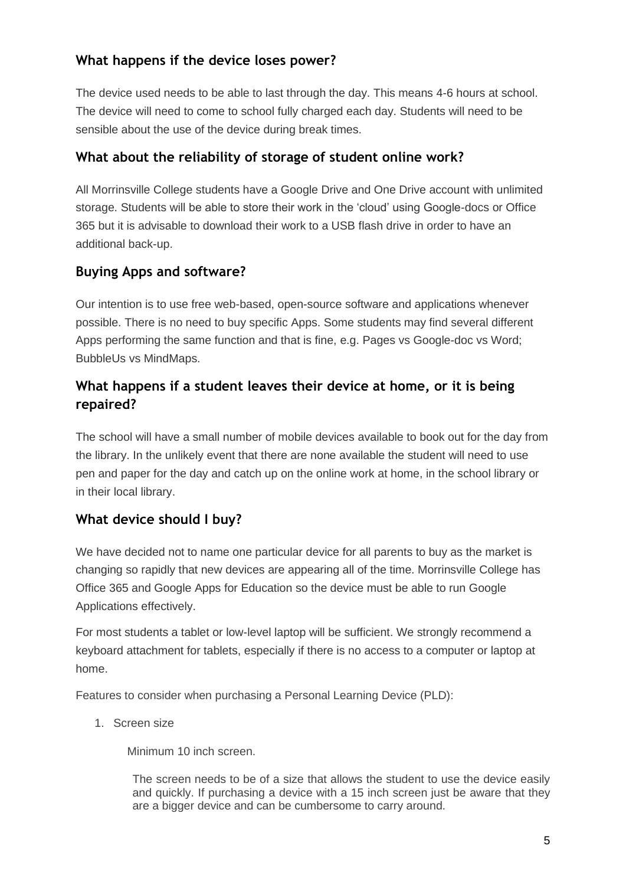## What happens if the device loses power?

The device used needs to be able to last through the day. This means 4-6 hours at school. The device will need to come to school fully charged each day. Students will need to be sensible about the use of the device during break times.

## What about the reliability of storage of student online work?

All Morrinsville College students have a Google Drive and One Drive account with unlimited storage. Students will be able to store their work in the 'cloud' using Google-docs or Office 365 but it is advisable to download their work to a USB flash drive in order to have an additional back-up.

## Buying Apps and software?

Our intention is to use free web-based, open-source software and applications whenever possible. There is no need to buy specific Apps. Some students may find several different Apps performing the same function and that is fine, e.g. Pages vs Google-doc vs Word; BubbleUs vs MindMaps.

## What happens if a student leaves their device at home, or it is being repaired?

The school will have a small number of mobile devices available to book out for the day from the library. In the unlikely event that there are none available the student will need to use pen and paper for the day and catch up on the online work at home, in the school library or in their local library.

## What device should I buy?

We have decided not to name one particular device for all parents to buy as the market is changing so rapidly that new devices are appearing all of the time. Morrinsville College has Office 365 and Google Apps for Education so the device must be able to run Google Applications effectively.

For most students a tablet or low-level laptop will be sufficient. We strongly recommend a keyboard attachment for tablets, especially if there is no access to a computer or laptop at home.

Features to consider when purchasing a Personal Learning Device (PLD):

1. Screen size

   Minimum 10 inch screen.

   The screen needs to be of a size that allows the student to use the device easily and quickly. If purchasing a device with a 15 inch screen just be aware that they are a bigger device and can be cumbersome to carry around.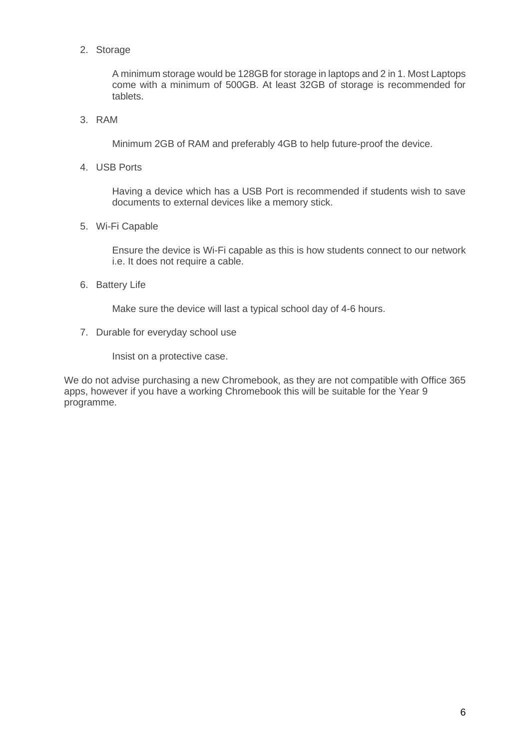2. Storage

   A minimum storage would be 128GB for storage in laptops and 2 in 1. Most Laptops come with a minimum of 500GB. At least 32GB of storage is recommended for tablets.

3. RAM

   Minimum 2GB of RAM and preferably 4GB to help future-proof the device.

4. USB Ports

   Having a device which has a USB Port is recommended if students wish to save documents to external devices like a memory stick.

5. Wi-Fi Capable

   Ensure the device is Wi-Fi capable as this is how students connect to our network i.e. It does not require a cable.

6. Battery Life

   Make sure the device will last a typical school day of 4-6 hours.

7. Durable for everyday school use

   Insist on a protective case.

We do not advise purchasing a new Chromebook, as they are not compatible with Office 365 apps, however if you have a working Chromebook this will be suitable for the Year 9 programme.